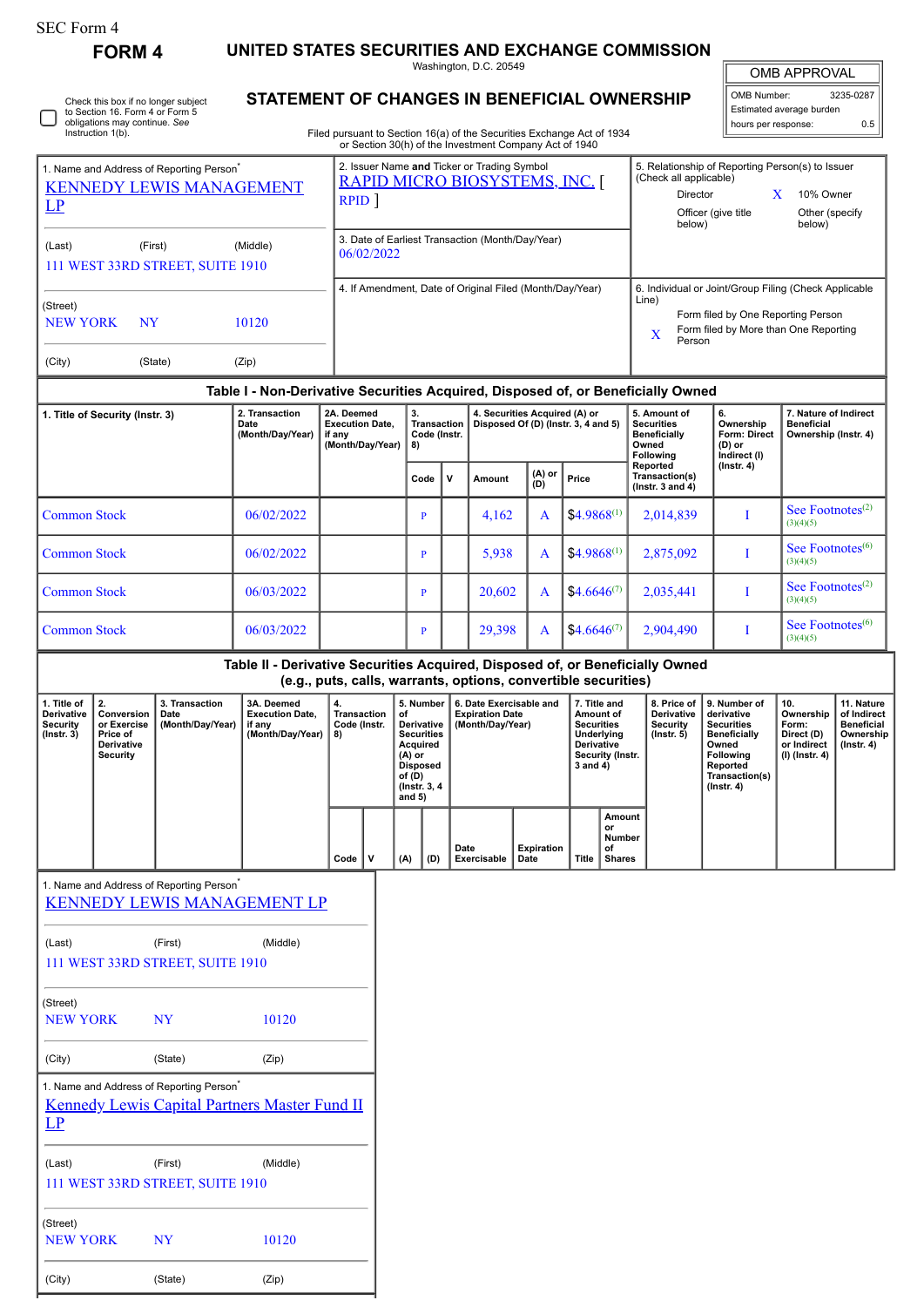SEC Form 4

**FORM 4**

# UNITED STATES SECURITIES AND EXCHANGE COMMISSION

Washington, D.C. 20549

## STATEMENT OF CHANGES IN BENEFICIAL OWNERSHIP

Filed pursuant to Section 16(a) of the Securities Exchange Act of 1934 or Section 30(h) of the Investment Company Act of 1940

| OMB APPROVAL | |
|---|---|
| OMB Number: | 3235-0287 |
| Estimated average burden | |
| hours per response: | 0.5 |

☐ Check this box if no longer subject to Section 16. Form 4 or Form 5 obligations may continue. *See* Instruction 1(b).

1. Name and Address of Reporting Person*
KENNEDY LEWIS MANAGEMENT LP

(Last) (First) (Middle)
111 WEST 33RD STREET, SUITE 1910

(Street)
NEW YORK NY 10120

(City) (State) (Zip)

2. Issuer Name **and** Ticker or Trading Symbol
RAPID MICRO BIOSYSTEMS, INC. [ RPID ]

3. Date of Earliest Transaction (Month/Day/Year)
06/02/2022

4. If Amendment, Date of Original Filed (Month/Day/Year)

5. Relationship of Reporting Person(s) to Issuer (Check all applicable)
Director
X 10% Owner
Officer (give title below)
Other (specify below)

6. Individual or Joint/Group Filing (Check Applicable Line)
Form filed by One Reporting Person
X Form filed by More than One Reporting Person

### Table I - Non-Derivative Securities Acquired, Disposed of, or Beneficially Owned

| 1. Title of Security (Instr. 3) | 2. Transaction Date (Month/Day/Year) | 2A. Deemed Execution Date, if any (Month/Day/Year) | 3. Transaction Code (Instr. 8) | | 4. Securities Acquired (A) or Disposed Of (D) (Instr. 3, 4 and 5) | | | 5. Amount of Securities Beneficially Owned Following Reported Transaction(s) (Instr. 3 and 4) | 6. Ownership Form: Direct (D) or Indirect (I) (Instr. 4) | 7. Nature of Indirect Beneficial Ownership (Instr. 4) |
|---|---|---|---|---|---|---|---|---|---|---|
| | | | Code | V | Amount | (A) or (D) | Price | | | |
| Common Stock | 06/02/2022 | | P | | 4,162 | A | $4.9868[1] | 2,014,839 | I | See Footnotes[2][3][4][5] |
| Common Stock | 06/02/2022 | | P | | 5,938 | A | $4.9868[1] | 2,875,092 | I | See Footnotes[6][3][4][5] |
| Common Stock | 06/03/2022 | | P | | 20,602 | A | $4.6646[7] | 2,035,441 | I | See Footnotes[2][3][4][5] |
| Common Stock | 06/03/2022 | | P | | 29,398 | A | $4.6646[7] | 2,904,490 | I | See Footnotes[6][3][4][5] |

### Table II - Derivative Securities Acquired, Disposed of, or Beneficially Owned (e.g., puts, calls, warrants, options, convertible securities)

| 1. Title of Derivative Security (Instr. 3) | 2. Conversion or Exercise Price of Derivative Security | 3. Transaction Date (Month/Day/Year) | 3A. Deemed Execution Date, if any (Month/Day/Year) | 4. Transaction Code (Instr. 8) | | 5. Number of Derivative Securities Acquired (A) or Disposed of (D) (Instr. 3, 4 and 5) | | 6. Date Exercisable and Expiration Date (Month/Day/Year) | | 7. Title and Amount of Securities Underlying Derivative Security (Instr. 3 and 4) | | 8. Price of Derivative Security (Instr. 5) | 9. Number of derivative Securities Beneficially Owned Following Reported Transaction(s) (Instr. 4) | 10. Ownership Form: Direct (D) or Indirect (I) (Instr. 4) | 11. Nature of Indirect Beneficial Ownership (Instr. 4) |
|---|---|---|---|---|---|---|---|---|---|---|---|---|---|---|---|
| | | | | Code | V | (A) | (D) | Date Exercisable | Expiration Date | Title | Amount or Number of Shares | | | | |

1. Name and Address of Reporting Person*
KENNEDY LEWIS MANAGEMENT LP

(Last) (First) (Middle)
111 WEST 33RD STREET, SUITE 1910

(Street)
NEW YORK NY 10120

(City) (State) (Zip)

1. Name and Address of Reporting Person*
Kennedy Lewis Capital Partners Master Fund II LP

(Last) (First) (Middle)
111 WEST 33RD STREET, SUITE 1910

(Street)
NEW YORK NY 10120

(City) (State) (Zip)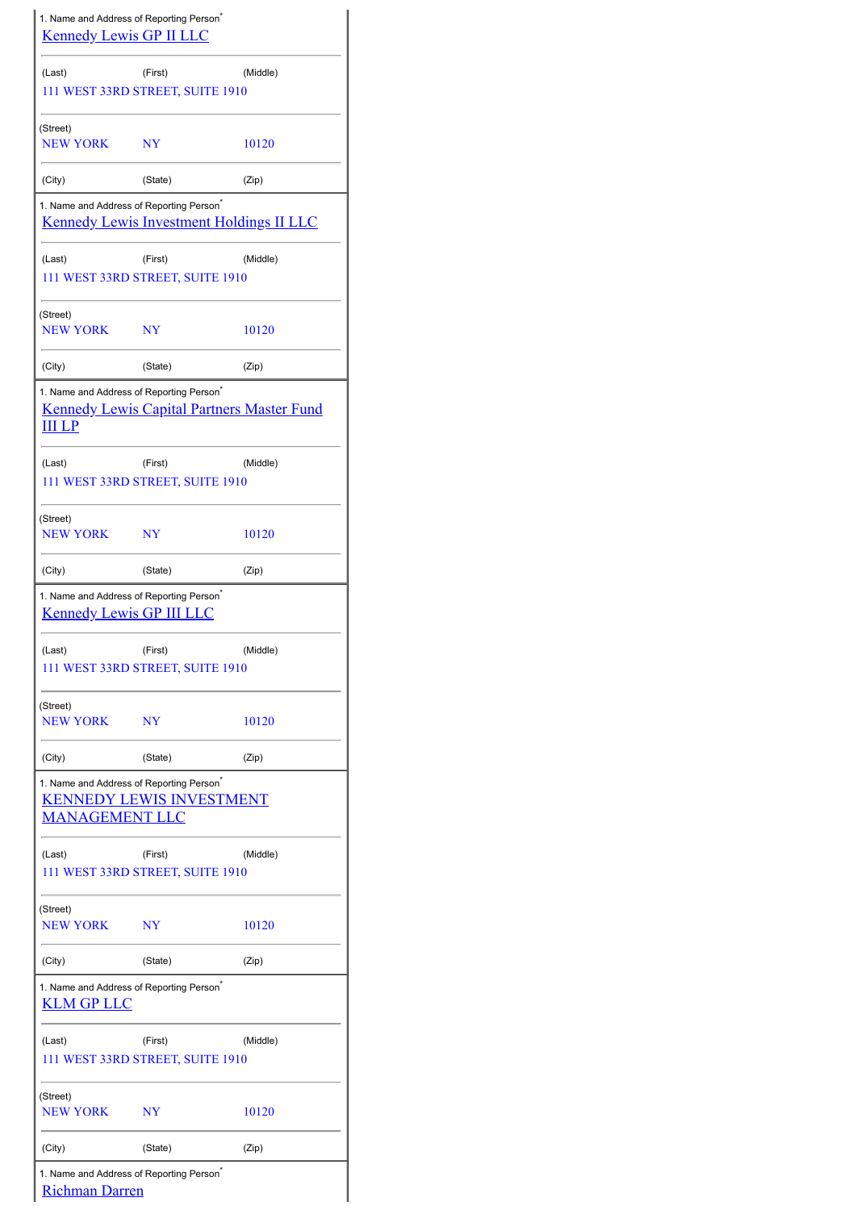1. Name and Address of Reporting Person*

Kennedy Lewis GP II LLC

| (Last) | (First) | (Middle) |
|---|---|---|
| 111 WEST 33RD STREET, SUITE 1910 | | |

(Street)

| NEW YORK | NY | 10120 |
|---|---|---|
| (City) | (State) | (Zip) |

1. Name and Address of Reporting Person*

Kennedy Lewis Investment Holdings II LLC

| (Last) | (First) | (Middle) |
|---|---|---|
| 111 WEST 33RD STREET, SUITE 1910 | | |

(Street)

| NEW YORK | NY | 10120 |
|---|---|---|
| (City) | (State) | (Zip) |

1. Name and Address of Reporting Person*

Kennedy Lewis Capital Partners Master Fund III LP

| (Last) | (First) | (Middle) |
|---|---|---|
| 111 WEST 33RD STREET, SUITE 1910 | | |

(Street)

| NEW YORK | NY | 10120 |
|---|---|---|
| (City) | (State) | (Zip) |

1. Name and Address of Reporting Person*

Kennedy Lewis GP III LLC

| (Last) | (First) | (Middle) |
|---|---|---|
| 111 WEST 33RD STREET, SUITE 1910 | | |

(Street)

| NEW YORK | NY | 10120 |
|---|---|---|
| (City) | (State) | (Zip) |

1. Name and Address of Reporting Person*

KENNEDY LEWIS INVESTMENT MANAGEMENT LLC

| (Last) | (First) | (Middle) |
|---|---|---|
| 111 WEST 33RD STREET, SUITE 1910 | | |

(Street)

| NEW YORK | NY | 10120 |
|---|---|---|
| (City) | (State) | (Zip) |

1. Name and Address of Reporting Person*

KLM GP LLC

| (Last) | (First) | (Middle) |
|---|---|---|
| 111 WEST 33RD STREET, SUITE 1910 | | |

(Street)

| NEW YORK | NY | 10120 |
|---|---|---|
| (City) | (State) | (Zip) |

1. Name and Address of Reporting Person*

Richman Darren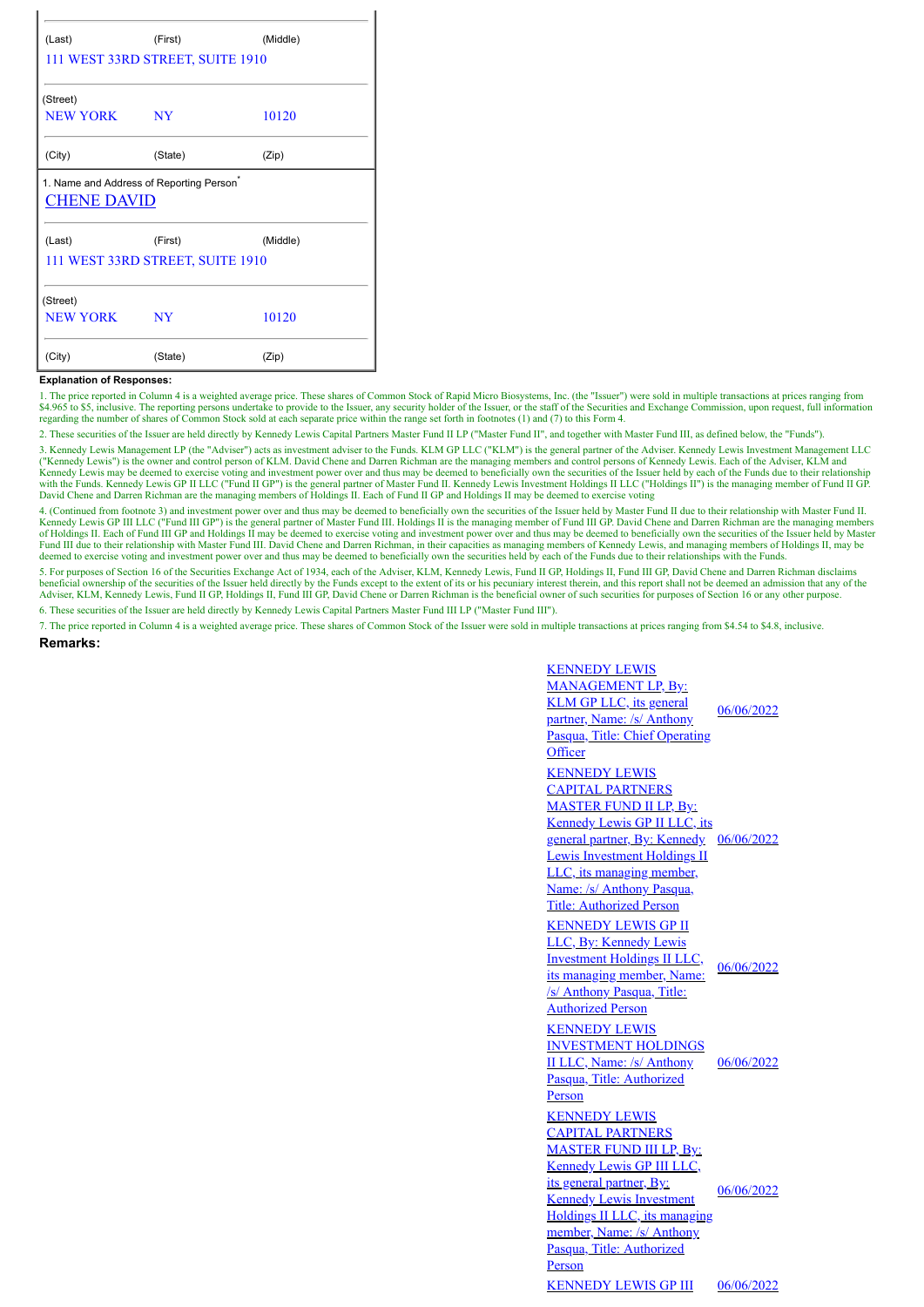| (Last) | (First) | (Middle) |
| --- | --- | --- |
| 111 WEST 33RD STREET, SUITE 1910 | | |
| (Street) | | |
| NEW YORK | NY | 10120 |
| (City) | (State) | (Zip) |

1. Name and Address of Reporting Person*

CHENE DAVID

| (Last) | (First) | (Middle) |
| --- | --- | --- |
| 111 WEST 33RD STREET, SUITE 1910 | | |
| (Street) | | |
| NEW YORK | NY | 10120 |
| (City) | (State) | (Zip) |

**Explanation of Responses:**

1. The price reported in Column 4 is a weighted average price. These shares of Common Stock of Rapid Micro Biosystems, Inc. (the "Issuer") were sold in multiple transactions at prices ranging from $4.965 to $5, inclusive. The reporting persons undertake to provide to the Issuer, any security holder of the Issuer, or the staff of the Securities and Exchange Commission, upon request, full information regarding the number of shares of Common Stock sold at each separate price within the range set forth in footnotes (1) and (7) to this Form 4.

2. These securities of the Issuer are held directly by Kennedy Lewis Capital Partners Master Fund II LP ("Master Fund II", and together with Master Fund III, as defined below, the "Funds").

3. Kennedy Lewis Management LP (the "Adviser") acts as investment adviser to the Funds. KLM GP LLC ("KLM") is the general partner of the Adviser. Kennedy Lewis Investment Management LLC ("Kennedy Lewis") is the owner and control person of KLM. David Chene and Darren Richman are the managing members and control persons of Kennedy Lewis. Each of the Adviser, KLM and Kennedy Lewis may be deemed to exercise voting and investment power over and thus may be deemed to beneficially own the securities of the Issuer held by each of the Funds due to their relationship with the Funds. Kennedy Lewis GP II LLC ("Fund II GP") is the general partner of Master Fund II. Kennedy Lewis Investment Holdings II LLC ("Holdings II") is the managing member of Fund II GP. David Chene and Darren Richman are the managing members of Holdings II. Each of Fund II GP and Holdings II may be deemed to exercise voting

4. (Continued from footnote 3) and investment power over and thus may be deemed to beneficially own the securities of the Issuer held by Master Fund II due to their relationship with Master Fund II. Kennedy Lewis GP III LLC ("Fund III GP") is the general partner of Master Fund III. Holdings II is the managing member of Fund III GP. David Chene and Darren Richman are the managing members of Holdings II. Each of Fund III GP and Holdings II may be deemed to exercise voting and investment power over and thus may be deemed to beneficially own the securities of the Issuer held by Master Fund III due to their relationship with Master Fund III. David Chene and Darren Richman, in their capacities as managing members of Kennedy Lewis, and managing members of Holdings II, may be deemed to exercise voting and investment power over and thus may be deemed to beneficially own the securities held by each of the Funds due to their relationships with the Funds.

5. For purposes of Section 16 of the Securities Exchange Act of 1934, each of the Adviser, KLM, Kennedy Lewis, Fund II GP, Holdings II, Fund III GP, David Chene and Darren Richman disclaims beneficial ownership of the securities of the Issuer held directly by the Funds except to the extent of its or his pecuniary interest therein, and this report shall not be deemed an admission that any of the Adviser, KLM, Kennedy Lewis, Fund II GP, Holdings II, Fund III GP, David Chene or Darren Richman is the beneficial owner of such securities for purposes of Section 16 or any other purpose.

6. These securities of the Issuer are held directly by Kennedy Lewis Capital Partners Master Fund III LP ("Master Fund III").

7. The price reported in Column 4 is a weighted average price. These shares of Common Stock of the Issuer were sold in multiple transactions at prices ranging from $4.54 to $4.8, inclusive.

**Remarks:**

| | |
| --- | --- |
| KENNEDY LEWIS MANAGEMENT LP, By: KLM GP LLC, its general partner, Name: /s/ Anthony Pasqua, Title: Chief Operating Officer | 06/06/2022 |
| KENNEDY LEWIS CAPITAL PARTNERS MASTER FUND II LP, By: Kennedy Lewis GP II LLC, its general partner, By: Kennedy Lewis Investment Holdings II LLC, its managing member, Name: /s/ Anthony Pasqua, Title: Authorized Person | 06/06/2022 |
| KENNEDY LEWIS GP II LLC, By: Kennedy Lewis Investment Holdings II LLC, its managing member, Name: /s/ Anthony Pasqua, Title: Authorized Person | 06/06/2022 |
| KENNEDY LEWIS INVESTMENT HOLDINGS II LLC, Name: /s/ Anthony Pasqua, Title: Authorized Person | 06/06/2022 |
| KENNEDY LEWIS CAPITAL PARTNERS MASTER FUND III LP, By: Kennedy Lewis GP III LLC, its general partner, By: Kennedy Lewis Investment Holdings II LLC, its managing member, Name: /s/ Anthony Pasqua, Title: Authorized Person | 06/06/2022 |
| KENNEDY LEWIS GP III | 06/06/2022 |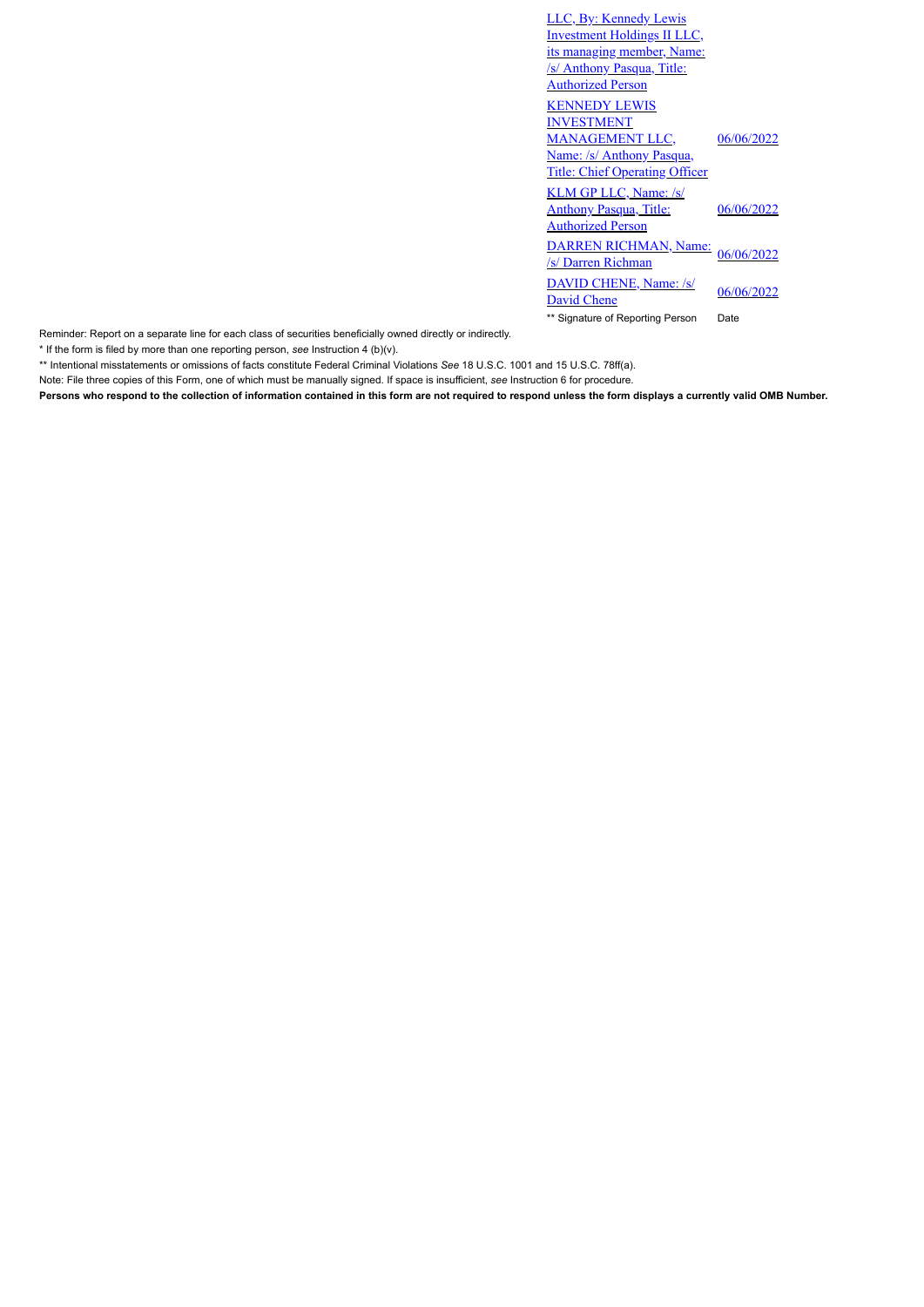| | |
|---|---|
| LLC, By: Kennedy Lewis Investment Holdings II LLC, its managing member, Name: /s/ Anthony Pasqua, Title: Authorized Person | |
| KENNEDY LEWIS INVESTMENT MANAGEMENT LLC, Name: /s/ Anthony Pasqua, Title: Chief Operating Officer | 06/06/2022 |
| KLM GP LLC, Name: /s/ Anthony Pasqua, Title: Authorized Person | 06/06/2022 |
| DARREN RICHMAN, Name: /s/ Darren Richman | 06/06/2022 |
| DAVID CHENE, Name: /s/ David Chene | 06/06/2022 |
| ** Signature of Reporting Person | Date |

Reminder: Report on a separate line for each class of securities beneficially owned directly or indirectly.

* If the form is filed by more than one reporting person, *see* Instruction 4 (b)(v).

** Intentional misstatements or omissions of facts constitute Federal Criminal Violations *See* 18 U.S.C. 1001 and 15 U.S.C. 78ff(a).

Note: File three copies of this Form, one of which must be manually signed. If space is insufficient, *see* Instruction 6 for procedure.

**Persons who respond to the collection of information contained in this form are not required to respond unless the form displays a currently valid OMB Number.**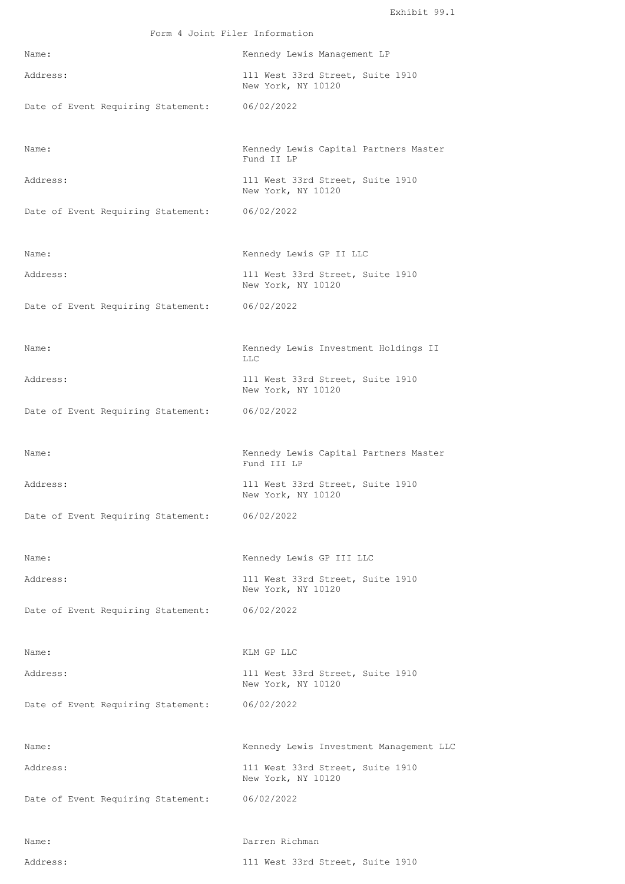Exhibit 99.1

Form 4 Joint Filer Information

Name: Kennedy Lewis Management LP

Address: 111 West 33rd Street, Suite 1910
New York, NY 10120

Date of Event Requiring Statement: 06/02/2022

Name: Kennedy Lewis Capital Partners Master Fund II LP

Address: 111 West 33rd Street, Suite 1910
New York, NY 10120

Date of Event Requiring Statement: 06/02/2022

Name: Kennedy Lewis GP II LLC

Address: 111 West 33rd Street, Suite 1910
New York, NY 10120

Date of Event Requiring Statement: 06/02/2022

Name: Kennedy Lewis Investment Holdings II LLC

Address: 111 West 33rd Street, Suite 1910
New York, NY 10120

Date of Event Requiring Statement: 06/02/2022

Name: Kennedy Lewis Capital Partners Master Fund III LP

Address: 111 West 33rd Street, Suite 1910
New York, NY 10120

Date of Event Requiring Statement: 06/02/2022

Name: Kennedy Lewis GP III LLC

Address: 111 West 33rd Street, Suite 1910
New York, NY 10120

Date of Event Requiring Statement: 06/02/2022

Name: KLM GP LLC

Address: 111 West 33rd Street, Suite 1910
New York, NY 10120

Date of Event Requiring Statement: 06/02/2022

Name: Kennedy Lewis Investment Management LLC

Address: 111 West 33rd Street, Suite 1910
New York, NY 10120

Date of Event Requiring Statement: 06/02/2022

Name: Darren Richman

Address: 111 West 33rd Street, Suite 1910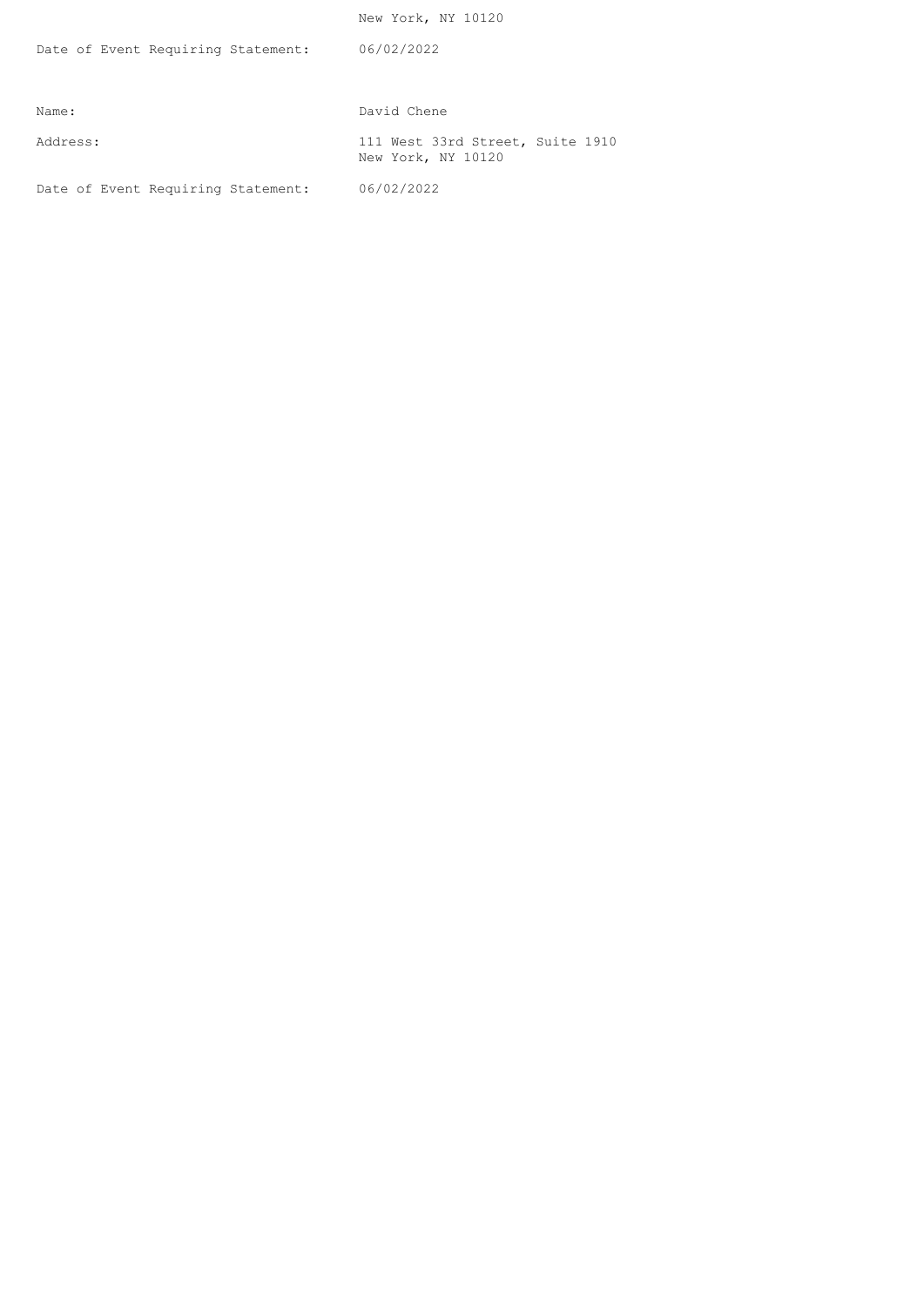|  |  |
|---|---|
|  | New York, NY 10120 |
| Date of Event Requiring Statement: | 06/02/2022 |
|  |  |
| Name: | David Chene |
| Address: | 111 West 33rd Street, Suite 1910<br>New York, NY 10120 |
| Date of Event Requiring Statement: | 06/02/2022 |